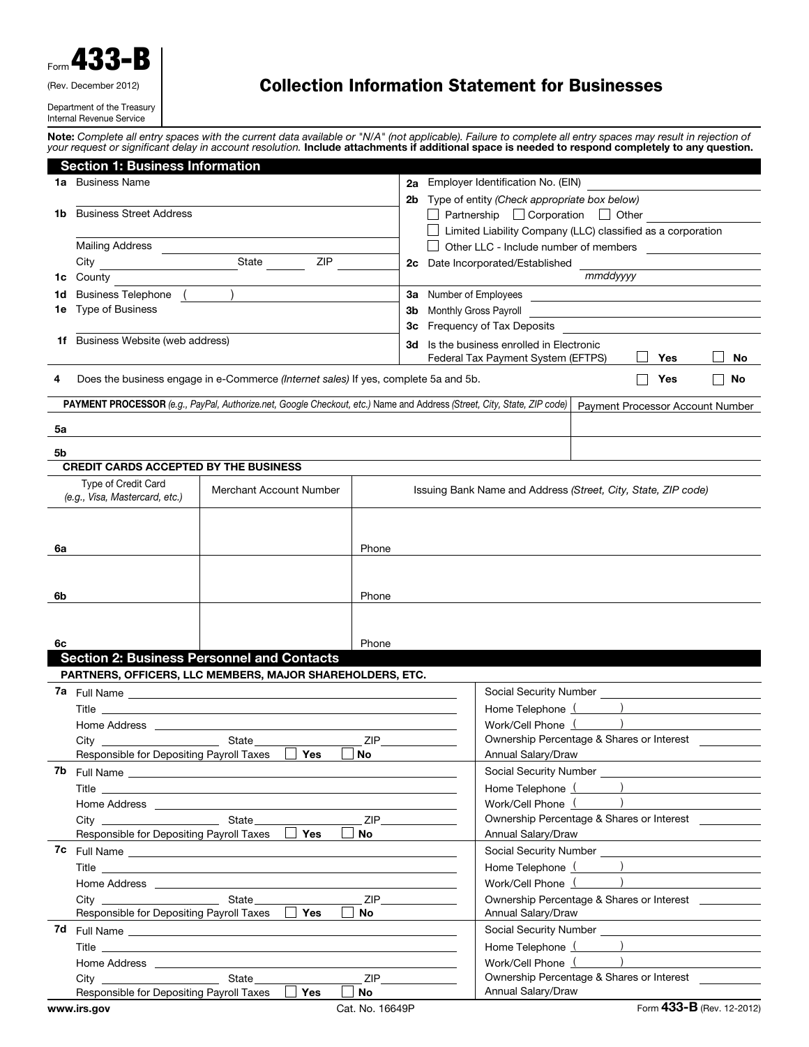Form **433-B**

(Rev. December 2012)

Department of the Treasury
Internal Revenue Service

# Collection Information Statement for Businesses

**Note:** *Complete all entry spaces with the current data available or "N/A" (not applicable). Failure to complete all entry spaces may result in rejection of your request or significant delay in account resolution.* **Include attachments if additional space is needed to respond completely to any question.**

## Section 1: Business Information

**1a** Business Name

**1b** Business Street Address

Mailing Address

City ______ State ______ ZIP ______

**1c** County

**1d** Business Telephone ( )

**1e** Type of Business

**1f** Business Website (web address)

**2a** Employer Identification No. (EIN)

**2b** Type of entity *(Check appropriate box below)*

☐ Partnership ☐ Corporation ☐ Other

☐ Limited Liability Company (LLC) classified as a corporation

☐ Other LLC - Include number of members

**2c** Date Incorporated/Established ______ *mmddyyyy*

**3a** Number of Employees

**3b** Monthly Gross Payroll

**3c** Frequency of Tax Deposits

**3d** Is the business enrolled in Electronic Federal Tax Payment System (EFTPS) ☐ **Yes** ☐ **No**

**4** Does the business engage in e-Commerce *(Internet sales)* If yes, complete 5a and 5b. ☐ **Yes** ☐ **No**

| | **PAYMENT PROCESSOR** *(e.g., PayPal, Authorize.net, Google Checkout, etc.)* Name and Address *(Street, City, State, ZIP code)* | Payment Processor Account Number |
|---|---|---|
| **5a** | | |
| **5b** | | |

**CREDIT CARDS ACCEPTED BY THE BUSINESS**

| | Type of Credit Card *(e.g., Visa, Mastercard, etc.)* | Merchant Account Number | Issuing Bank Name and Address *(Street, City, State, ZIP code)* |
|---|---|---|---|
| **6a** | | | Phone |
| **6b** | | | Phone |
| **6c** | | | Phone |

## Section 2: Business Personnel and Contacts

**PARTNERS, OFFICERS, LLC MEMBERS, MAJOR SHAREHOLDERS, ETC.**

**7a** Full Name

Title

Home Address

City ______ State ______ ZIP ______

Responsible for Depositing Payroll Taxes ☐ **Yes** ☐ **No**

Social Security Number

Home Telephone ( )

Work/Cell Phone ( )

Ownership Percentage & Shares or Interest

Annual Salary/Draw

**7b** Full Name

Title

Home Address

City ______ State ______ ZIP ______

Responsible for Depositing Payroll Taxes ☐ **Yes** ☐ **No**

Social Security Number

Home Telephone ( )

Work/Cell Phone ( )

Ownership Percentage & Shares or Interest

Annual Salary/Draw

**7c** Full Name

Title

Home Address

City ______ State ______ ZIP ______

Responsible for Depositing Payroll Taxes ☐ **Yes** ☐ **No**

Social Security Number

Home Telephone ( )

Work/Cell Phone ( )

Ownership Percentage & Shares or Interest

Annual Salary/Draw

**7d** Full Name

Title

Home Address

City ______ State ______ ZIP ______

Responsible for Depositing Payroll Taxes ☐ **Yes** ☐ **No**

Social Security Number

Home Telephone ( )

Work/Cell Phone ( )

Ownership Percentage & Shares or Interest

Annual Salary/Draw

www.irs.gov Cat. No. 16649P Form **433-B** (Rev. 12-2012)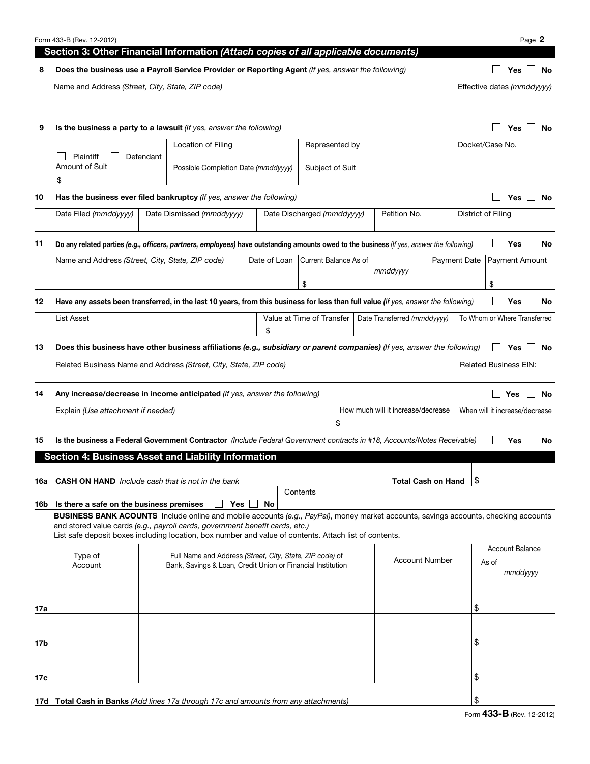## Section 3: Other Financial Information *(Attach copies of all applicable documents)*

**8 Does the business use a Payroll Service Provider or Reporting Agent** *(If yes, answer the following)* ☐ Yes ☐ No

| Name and Address *(Street, City, State, ZIP code)* | Effective dates *(mmddyyyy)* |
|---|---|
| | |

**9 Is the business a party to a lawsuit** *(If yes, answer the following)* ☐ Yes ☐ No

| ☐ Plaintiff ☐ Defendant | Location of Filing | Represented by | Docket/Case No. |
|---|---|---|---|
| Amount of Suit<br>$ | Possible Completion Date *(mmddyyyy)* | Subject of Suit | |

**10 Has the business ever filed bankruptcy** *(If yes, answer the following)* ☐ Yes ☐ No

| Date Filed *(mmddyyyy)* | Date Dismissed *(mmddyyyy)* | Date Discharged *(mmddyyyy)* | Petition No. | District of Filing |
|---|---|---|---|---|
| | | | | |

**11 Do any related parties *(e.g., officers, partners, employees)* have outstanding amounts owed to the business** *(If yes, answer the following)* ☐ Yes ☐ No

| Name and Address *(Street, City, State, ZIP code)* | Date of Loan | Current Balance As of ________ *mmddyyyy* | Payment Date | Payment Amount |
|---|---|---|---|---|
| | | $ | | $ |

**12 Have any assets been transferred, in the last 10 years, from this business for less than full value** *(If yes, answer the following)* ☐ Yes ☐ No

| List Asset | Value at Time of Transfer | Date Transferred *(mmddyyyy)* | To Whom or Where Transferred |
|---|---|---|---|
| | $ | | |

**13 Does this business have other business affiliations *(e.g., subsidiary or parent companies)*** *(If yes, answer the following)* ☐ Yes ☐ No

| Related Business Name and Address *(Street, City, State, ZIP code)* | Related Business EIN: |
|---|---|
| | |

**14 Any increase/decrease in income anticipated** *(If yes, answer the following)* ☐ Yes ☐ No

| Explain *(Use attachment if needed)* | How much will it increase/decrease | When will it increase/decrease |
|---|---|---|
| | $ | |

**15 Is the business a Federal Government Contractor** *(Include Federal Government contracts in #18, Accounts/Notes Receivable)* ☐ Yes ☐ No

## Section 4: Business Asset and Liability Information

**16a CASH ON HAND** *Include cash that is not in the bank* **Total Cash on Hand** $

**16b Is there a safe on the business premises** ☐ Yes ☐ No Contents

**BUSINESS BANK ACOUNTS** Include online and mobile accounts *(e.g., PayPal)*, money market accounts, savings accounts, checking accounts and stored value cards *(e.g., payroll cards, government benefit cards, etc.)*
List safe deposit boxes including location, box number and value of contents. Attach list of contents.

| | Type of Account | Full Name and Address *(Street, City, State, ZIP code)* of Bank, Savings & Loan, Credit Union or Financial Institution | Account Number | Account Balance As of ________ *mmddyyyy* |
|---|---|---|---|---|
| **17a** | | | | $ |
| **17b** | | | | $ |
| **17c** | | | | $ |
| **17d** | **Total Cash in Banks** *(Add lines 17a through 17c and amounts from any attachments)* | | | $ |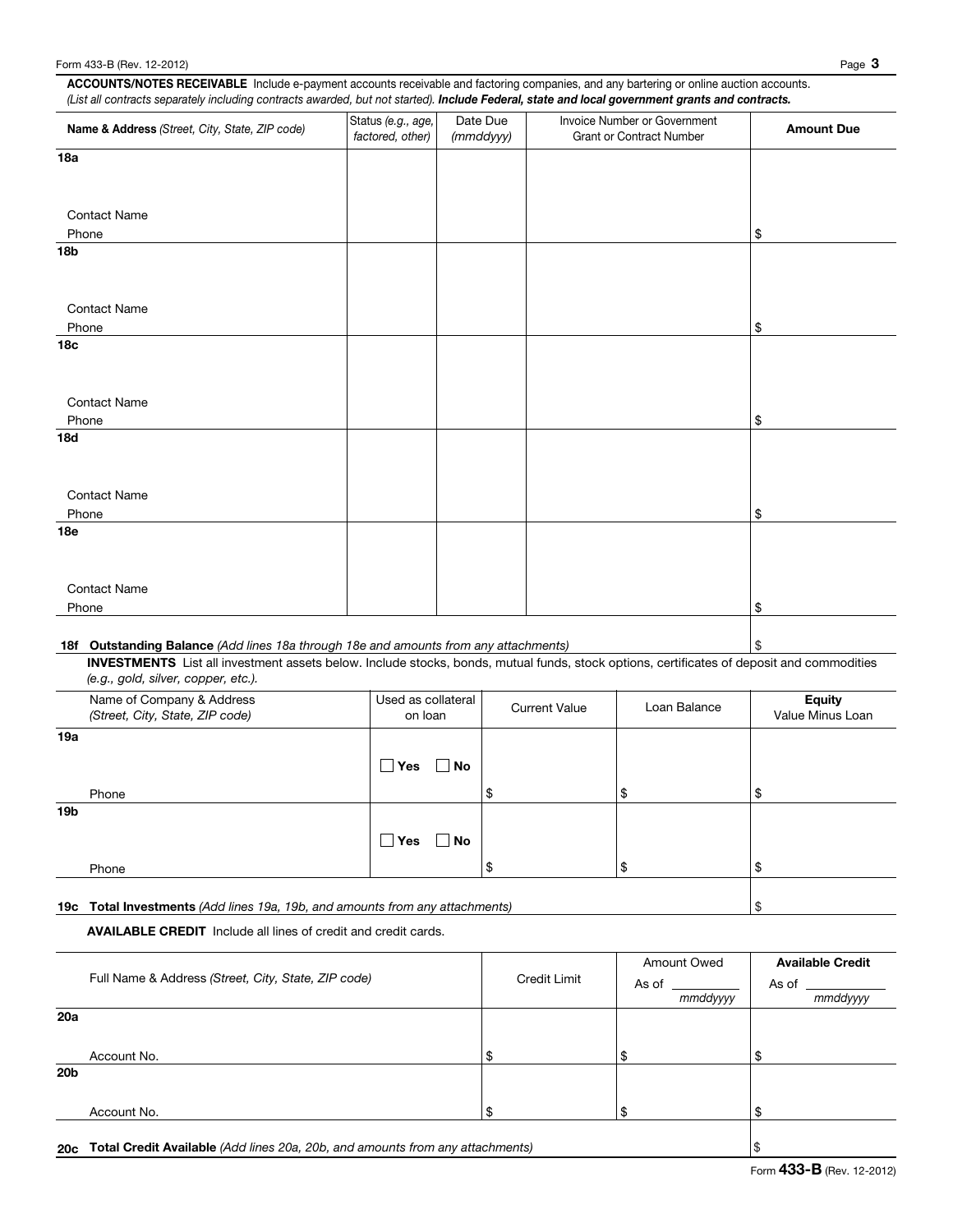**ACCOUNTS/NOTES RECEIVABLE** Include e-payment accounts receivable and factoring companies, and any bartering or online auction accounts. *(List all contracts separately including contracts awarded, but not started).* ***Include Federal, state and local government grants and contracts.***

| | Name & Address *(Street, City, State, ZIP code)* | Status *(e.g., age, factored, other)* | Date Due *(mmddyyyy)* | Invoice Number or Government Grant or Contract Number | Amount Due |
|---|---|---|---|---|---|
| **18a** | Contact Name<br>Phone | | | | $ |
| **18b** | Contact Name<br>Phone | | | | $ |
| **18c** | Contact Name<br>Phone | | | | $ |
| **18d** | Contact Name<br>Phone | | | | $ |
| **18e** | Contact Name<br>Phone | | | | $ |

**18f Outstanding Balance** *(Add lines 18a through 18e and amounts from any attachments)* $

**INVESTMENTS** List all investment assets below. Include stocks, bonds, mutual funds, stock options, certificates of deposit and commodities *(e.g., gold, silver, copper, etc.).*

| | Name of Company & Address *(Street, City, State, ZIP code)* | Used as collateral on loan | Current Value | Loan Balance | Equity Value Minus Loan |
|---|---|---|---|---|---|
| **19a** | Phone | ☐ Yes ☐ No | $ | $ | $ |
| **19b** | Phone | ☐ Yes ☐ No | $ | $ | $ |

**19c Total Investments** *(Add lines 19a, 19b, and amounts from any attachments)* $

**AVAILABLE CREDIT** Include all lines of credit and credit cards.

| | Full Name & Address *(Street, City, State, ZIP code)* | Credit Limit | Amount Owed As of ______ *mmddyyyy* | **Available Credit** As of ______ *mmddyyyy* |
|---|---|---|---|---|
| **20a** | Account No. | $ | $ | $ |
| **20b** | Account No. | $ | $ | $ |

**20c Total Credit Available** *(Add lines 20a, 20b, and amounts from any attachments)* $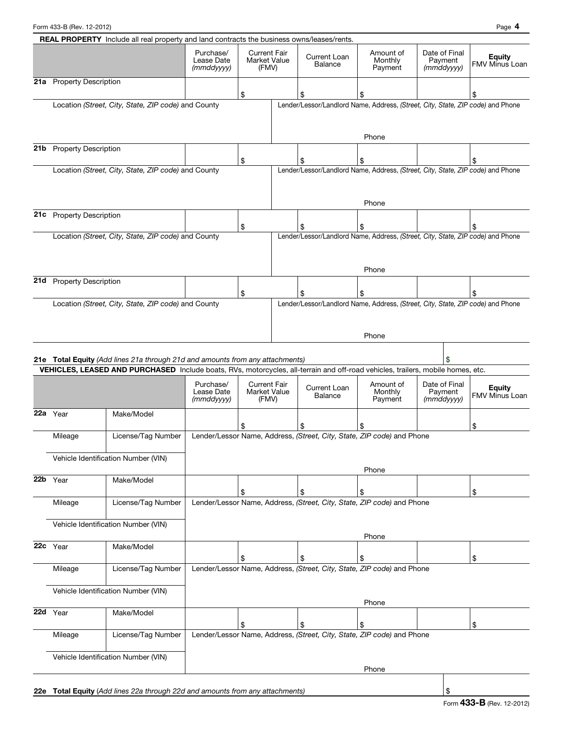**REAL PROPERTY** Include all real property and land contracts the business owns/leases/rents.

| | | Purchase/ Lease Date *(mmddyyyy)* | Current Fair Market Value (FMV) | Current Loan Balance | Amount of Monthly Payment | Date of Final Payment *(mmddyyyy)* | **Equity** FMV Minus Loan |
|---|---|---|---|---|---|---|---|
| **21a** | Property Description | | $ | $ | $ | | $ |
| | Location *(Street, City, State, ZIP code)* and County | | Lender/Lessor/Landlord Name, Address, *(Street, City, State, ZIP code)* and Phone | | Phone | | |
| **21b** | Property Description | | $ | $ | $ | | $ |
| | Location *(Street, City, State, ZIP code)* and County | | Lender/Lessor/Landlord Name, Address, *(Street, City, State, ZIP code)* and Phone | | Phone | | |
| **21c** | Property Description | | $ | $ | $ | | $ |
| | Location *(Street, City, State, ZIP code)* and County | | Lender/Lessor/Landlord Name, Address, *(Street, City, State, ZIP code)* and Phone | | Phone | | |
| **21d** | Property Description | | $ | $ | $ | | $ |
| | Location *(Street, City, State, ZIP code)* and County | | Lender/Lessor/Landlord Name, Address, *(Street, City, State, ZIP code)* and Phone | | Phone | | |

**21e Total Equity** *(Add lines 21a through 21d and amounts from any attachments)* $

**VEHICLES, LEASED AND PURCHASED** Include boats, RVs, motorcycles, all-terrain and off-road vehicles, trailers, mobile homes, etc.

| | | | Purchase/ Lease Date *(mmddyyyy)* | Current Fair Market Value (FMV) | Current Loan Balance | Amount of Monthly Payment | Date of Final Payment *(mmddyyyy)* | **Equity** FMV Minus Loan |
|---|---|---|---|---|---|---|---|---|
| **22a** | Year | Make/Model | | $ | $ | $ | | $ |
| | Mileage | License/Tag Number | Lender/Lessor Name, Address, *(Street, City, State, ZIP code)* and Phone | | | | | |
| | Vehicle Identification Number (VIN) | | | | | Phone | | |
| **22b** | Year | Make/Model | | $ | $ | $ | | $ |
| | Mileage | License/Tag Number | Lender/Lessor Name, Address, *(Street, City, State, ZIP code)* and Phone | | | | | |
| | Vehicle Identification Number (VIN) | | | | | Phone | | |
| **22c** | Year | Make/Model | | $ | $ | $ | | $ |
| | Mileage | License/Tag Number | Lender/Lessor Name, Address, *(Street, City, State, ZIP code)* and Phone | | | | | |
| | Vehicle Identification Number (VIN) | | | | | Phone | | |
| **22d** | Year | Make/Model | | $ | $ | $ | | $ |
| | Mileage | License/Tag Number | Lender/Lessor Name, Address, *(Street, City, State, ZIP code)* and Phone | | | | | |
| | Vehicle Identification Number (VIN) | | | | | Phone | | |

**22e Total Equity** *(Add lines 22a through 22d and amounts from any attachments)* $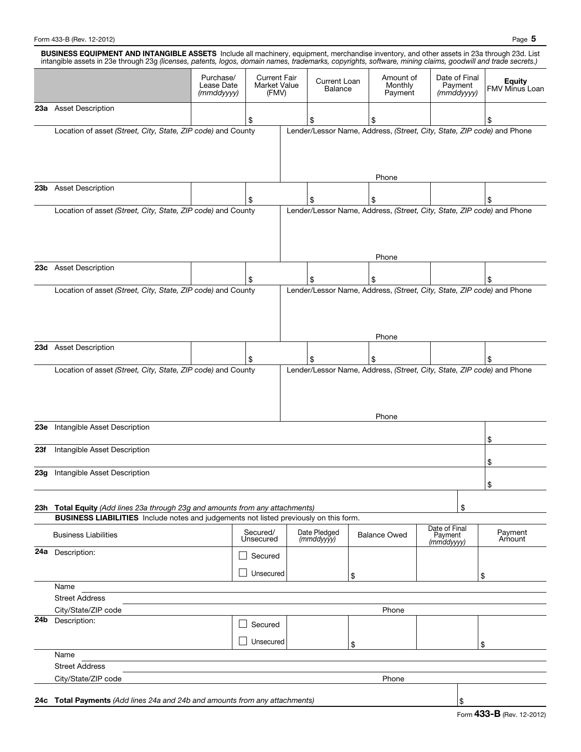**BUSINESS EQUIPMENT AND INTANGIBLE ASSETS** Include all machinery, equipment, merchandise inventory, and other assets in 23a through 23d. List intangible assets in 23e through 23g *(licenses, patents, logos, domain names, trademarks, copyrights, software, mining claims, goodwill and trade secrets.)*

| | | Purchase/ Lease Date *(mmddyyyy)* | Current Fair Market Value (FMV) | Current Loan Balance | Amount of Monthly Payment | Date of Final Payment *(mmddyyyy)* | **Equity** FMV Minus Loan |
|---|---|---|---|---|---|---|---|
| **23a** | Asset Description | | $ | $ | $ | | $ |
| | Location of asset *(Street, City, State, ZIP code)* and County | | Lender/Lessor Name, Address, *(Street, City, State, ZIP code)* and Phone<br>Phone | | | | |
| **23b** | Asset Description | | $ | $ | $ | | $ |
| | Location of asset *(Street, City, State, ZIP code)* and County | | Lender/Lessor Name, Address, *(Street, City, State, ZIP code)* and Phone<br>Phone | | | | |
| **23c** | Asset Description | | $ | $ | $ | | $ |
| | Location of asset *(Street, City, State, ZIP code)* and County | | Lender/Lessor Name, Address, *(Street, City, State, ZIP code)* and Phone<br>Phone | | | | |
| **23d** | Asset Description | | $ | $ | $ | | $ |
| | Location of asset *(Street, City, State, ZIP code)* and County | | Lender/Lessor Name, Address, *(Street, City, State, ZIP code)* and Phone<br>Phone | | | | |
| **23e** | Intangible Asset Description | | | | | | $ |
| **23f** | Intangible Asset Description | | | | | | $ |
| **23g** | Intangible Asset Description | | | | | | $ |

**23h Total Equity** *(Add lines 23a through 23g and amounts from any attachments)* $

**BUSINESS LIABILITIES** Include notes and judgements not listed previously on this form.

| | Business Liabilities | Secured/ Unsecured | Date Pledged *(mmddyyyy)* | Balance Owed | Date of Final Payment *(mmddyyyy)* | Payment Amount |
|---|---|---|---|---|---|---|
| **24a** | Description: | ☐ Secured<br>☐ Unsecured | | $ | | $ |
| | Name | | | | | |
| | Street Address | | | | | |
| | City/State/ZIP code | | | Phone | | |
| **24b** | Description: | ☐ Secured<br>☐ Unsecured | | $ | | $ |
| | Name | | | | | |
| | Street Address | | | | | |
| | City/State/ZIP code | | | Phone | | |

**24c Total Payments** *(Add lines 24a and 24b and amounts from any attachments)* $

Form **433-B** (Rev. 12-2012)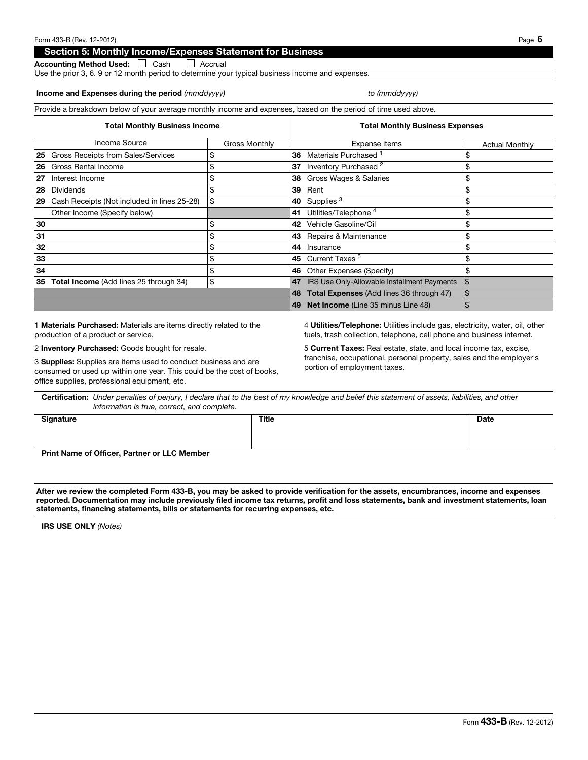## Section 5: Monthly Income/Expenses Statement for Business

**Accounting Method Used:** ☐ Cash ☐ Accrual

Use the prior 3, 6, 9 or 12 month period to determine your typical business income and expenses.

**Income and Expenses during the period** *(mmddyyyy)* *to (mmddyyyy)*

Provide a breakdown below of your average monthly income and expenses, based on the period of time used above.

| **Total Monthly Business Income** | | **Total Monthly Business Expenses** | |
|---|---|---|---|
| Income Source | Gross Monthly | Expense items | Actual Monthly |
| **25** Gross Receipts from Sales/Services | $ | **36** Materials Purchased [1] | $ |
| **26** Gross Rental Income | $ | **37** Inventory Purchased [2] | $ |
| **27** Interest Income | $ | **38** Gross Wages & Salaries | $ |
| **28** Dividends | $ | **39** Rent | $ |
| **29** Cash Receipts (Not included in lines 25-28) | $ | **40** Supplies [3] | $ |
| Other Income (Specify below) | | **41** Utilities/Telephone [4] | $ |
| **30** | $ | **42** Vehicle Gasoline/Oil | $ |
| **31** | $ | **43** Repairs & Maintenance | $ |
| **32** | $ | **44** Insurance | $ |
| **33** | $ | **45** Current Taxes [5] | $ |
| **34** | $ | **46** Other Expenses (Specify) | $ |
| **35** **Total Income** (Add lines 25 through 34) | $ | **47** IRS Use Only-Allowable Installment Payments | $ |
| | | **48** **Total Expenses** (Add lines 36 through 47) | $ |
| | | **49** **Net Income** (Line 35 minus Line 48) | $ |

1 **Materials Purchased:** Materials are items directly related to the production of a product or service.

2 **Inventory Purchased:** Goods bought for resale.

3 **Supplies:** Supplies are items used to conduct business and are consumed or used up within one year. This could be the cost of books, office supplies, professional equipment, etc.

4 **Utilities/Telephone:** Utilities include gas, electricity, water, oil, other fuels, trash collection, telephone, cell phone and business internet.

5 **Current Taxes:** Real estate, state, and local income tax, excise, franchise, occupational, personal property, sales and the employer's portion of employment taxes.

**Certification:** *Under penalties of perjury, I declare that to the best of my knowledge and belief this statement of assets, liabilities, and other information is true, correct, and complete.*

| **Signature** | **Title** | **Date** |
|---|---|---|
| | | |

**Print Name of Officer, Partner or LLC Member**

**After we review the completed Form 433-B, you may be asked to provide verification for the assets, encumbrances, income and expenses reported. Documentation may include previously filed income tax returns, profit and loss statements, bank and investment statements, loan statements, financing statements, bills or statements for recurring expenses, etc.**

**IRS USE ONLY** *(Notes)*